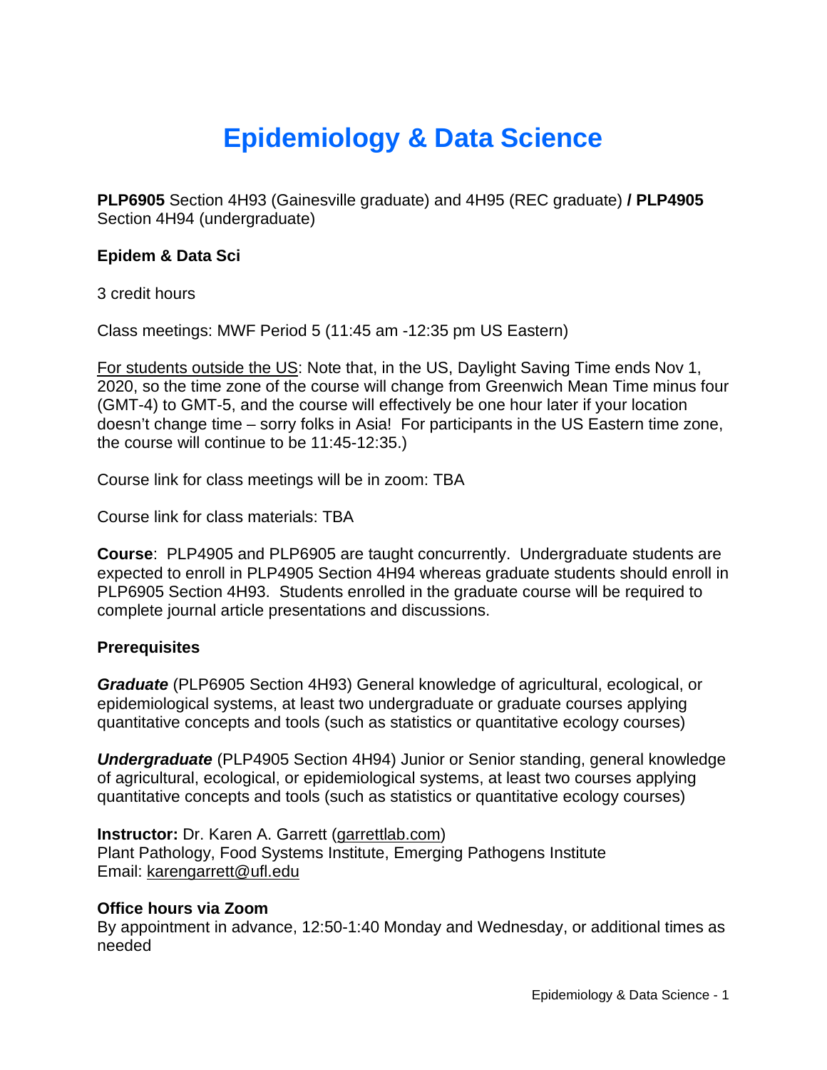# Epidemiology & Data Science

**PLP6905** Section 4H93 (Gainesville graduate) and 4H95 (REC graduate) **/ PLP4905** Section 4H94 (undergraduate)

**Epidem & Data Sci**

3 credit hours

Class meetings: MWF Period 5 (11:45 am -12:35 pm US Eastern)

For students outside the US: Note that, in the US, Daylight Saving Time ends Nov 1, 2020, so the time zone of the course will change from Greenwich Mean Time minus four (GMT-4) to GMT-5, and the course will effectively be one hour later if your location doesn't change time – sorry folks in Asia! For participants in the US Eastern time zone, the course will continue to be 11:45-12:35.)

Course link for class meetings will be in zoom: TBA

Course link for class materials: TBA

**Course**: PLP4905 and PLP6905 are taught concurrently. Undergraduate students are expected to enroll in PLP4905 Section 4H94 whereas graduate students should enroll in PLP6905 Section 4H93. Students enrolled in the graduate course will be required to complete journal article presentations and discussions.

**Prerequisites**

***Graduate*** (PLP6905 Section 4H93) General knowledge of agricultural, ecological, or epidemiological systems, at least two undergraduate or graduate courses applying quantitative concepts and tools (such as statistics or quantitative ecology courses)

***Undergraduate*** (PLP4905 Section 4H94) Junior or Senior standing, general knowledge of agricultural, ecological, or epidemiological systems, at least two courses applying quantitative concepts and tools (such as statistics or quantitative ecology courses)

**Instructor:** Dr. Karen A. Garrett (garrettlab.com)
Plant Pathology, Food Systems Institute, Emerging Pathogens Institute
Email: karengarrett@ufl.edu

**Office hours via Zoom**
By appointment in advance, 12:50-1:40 Monday and Wednesday, or additional times as needed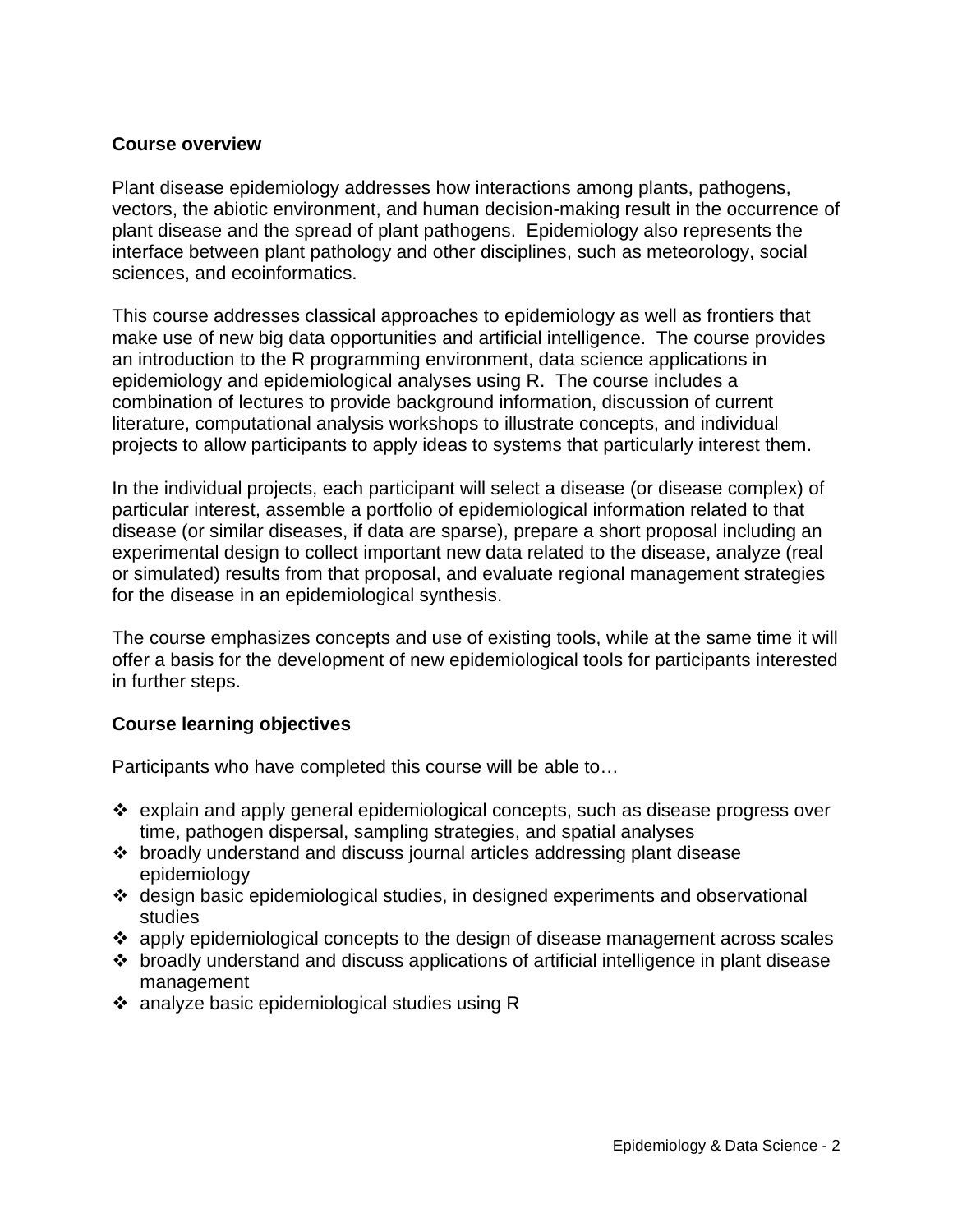## Course overview

Plant disease epidemiology addresses how interactions among plants, pathogens, vectors, the abiotic environment, and human decision-making result in the occurrence of plant disease and the spread of plant pathogens. Epidemiology also represents the interface between plant pathology and other disciplines, such as meteorology, social sciences, and ecoinformatics.

This course addresses classical approaches to epidemiology as well as frontiers that make use of new big data opportunities and artificial intelligence. The course provides an introduction to the R programming environment, data science applications in epidemiology and epidemiological analyses using R. The course includes a combination of lectures to provide background information, discussion of current literature, computational analysis workshops to illustrate concepts, and individual projects to allow participants to apply ideas to systems that particularly interest them.

In the individual projects, each participant will select a disease (or disease complex) of particular interest, assemble a portfolio of epidemiological information related to that disease (or similar diseases, if data are sparse), prepare a short proposal including an experimental design to collect important new data related to the disease, analyze (real or simulated) results from that proposal, and evaluate regional management strategies for the disease in an epidemiological synthesis.

The course emphasizes concepts and use of existing tools, while at the same time it will offer a basis for the development of new epidemiological tools for participants interested in further steps.

## Course learning objectives

Participants who have completed this course will be able to…

- explain and apply general epidemiological concepts, such as disease progress over time, pathogen dispersal, sampling strategies, and spatial analyses
- broadly understand and discuss journal articles addressing plant disease epidemiology
- design basic epidemiological studies, in designed experiments and observational studies
- apply epidemiological concepts to the design of disease management across scales
- broadly understand and discuss applications of artificial intelligence in plant disease management
- analyze basic epidemiological studies using R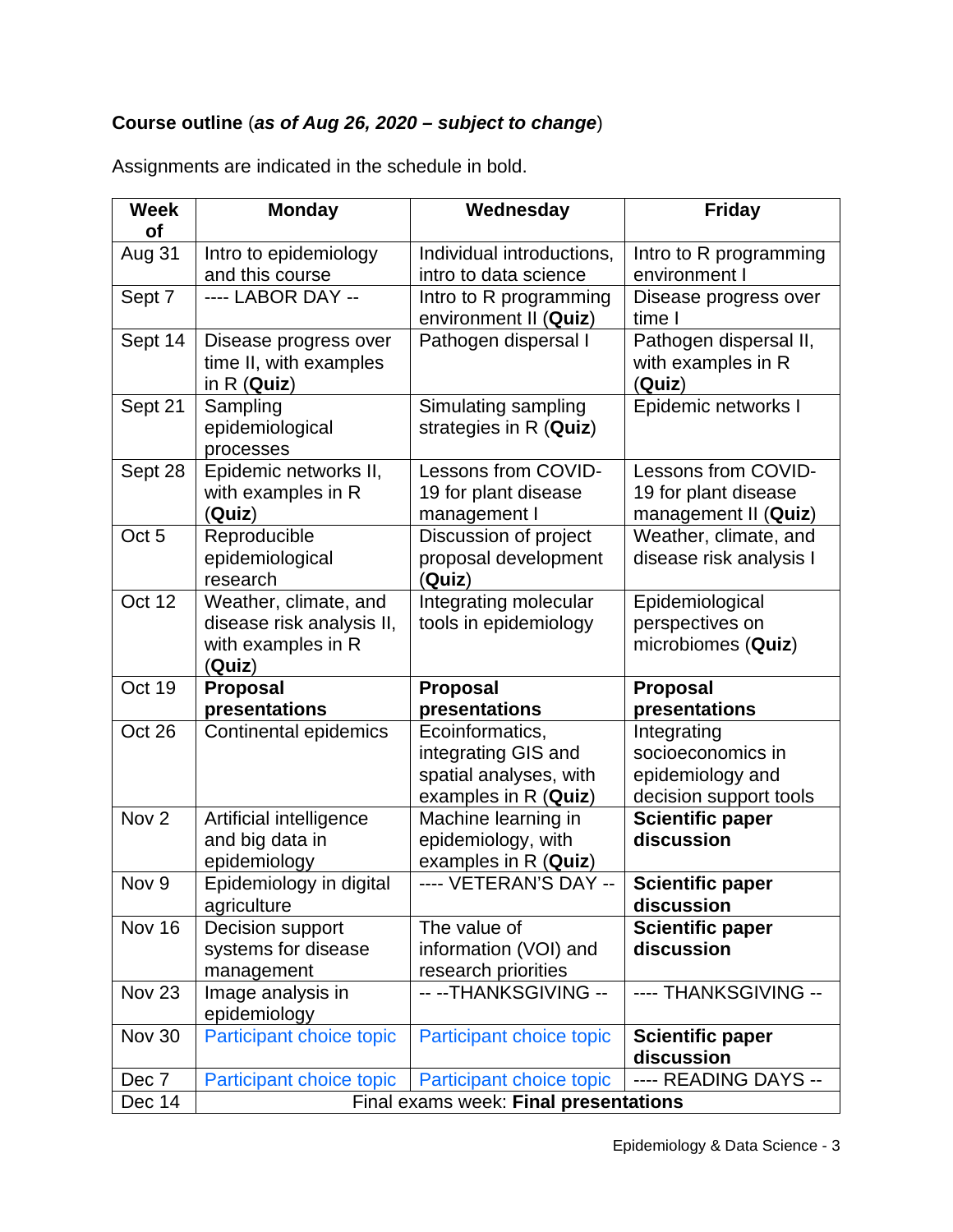**Course outline** (***as of Aug 26, 2020 – subject to change***)

Assignments are indicated in the schedule in bold.

| Week of | Monday | Wednesday | Friday |
|---|---|---|---|
| Aug 31 | Intro to epidemiology and this course | Individual introductions, intro to data science | Intro to R programming environment I |
| Sept 7 | ---- LABOR DAY -- | Intro to R programming environment II (**Quiz**) | Disease progress over time I |
| Sept 14 | Disease progress over time II, with examples in R (**Quiz**) | Pathogen dispersal I | Pathogen dispersal II, with examples in R (**Quiz**) |
| Sept 21 | Sampling epidemiological processes | Simulating sampling strategies in R (**Quiz**) | Epidemic networks I |
| Sept 28 | Epidemic networks II, with examples in R (**Quiz**) | Lessons from COVID-19 for plant disease management I | Lessons from COVID-19 for plant disease management II (**Quiz**) |
| Oct 5 | Reproducible epidemiological research | Discussion of project proposal development (**Quiz**) | Weather, climate, and disease risk analysis I |
| Oct 12 | Weather, climate, and disease risk analysis II, with examples in R (**Quiz**) | Integrating molecular tools in epidemiology | Epidemiological perspectives on microbiomes (**Quiz**) |
| Oct 19 | **Proposal presentations** | **Proposal presentations** | **Proposal presentations** |
| Oct 26 | Continental epidemics | Ecoinformatics, integrating GIS and spatial analyses, with examples in R (**Quiz**) | Integrating socioeconomics in epidemiology and decision support tools |
| Nov 2 | Artificial intelligence and big data in epidemiology | Machine learning in epidemiology, with examples in R (**Quiz**) | **Scientific paper discussion** |
| Nov 9 | Epidemiology in digital agriculture | ---- VETERAN'S DAY -- | **Scientific paper discussion** |
| Nov 16 | Decision support systems for disease management | The value of information (VOI) and research priorities | **Scientific paper discussion** |
| Nov 23 | Image analysis in epidemiology | -- --THANKSGIVING -- | ---- THANKSGIVING -- |
| Nov 30 | Participant choice topic | Participant choice topic | **Scientific paper discussion** |
| Dec 7 | Participant choice topic | Participant choice topic | ---- READING DAYS -- |
| Dec 14 | Final exams week: **Final presentations** | | |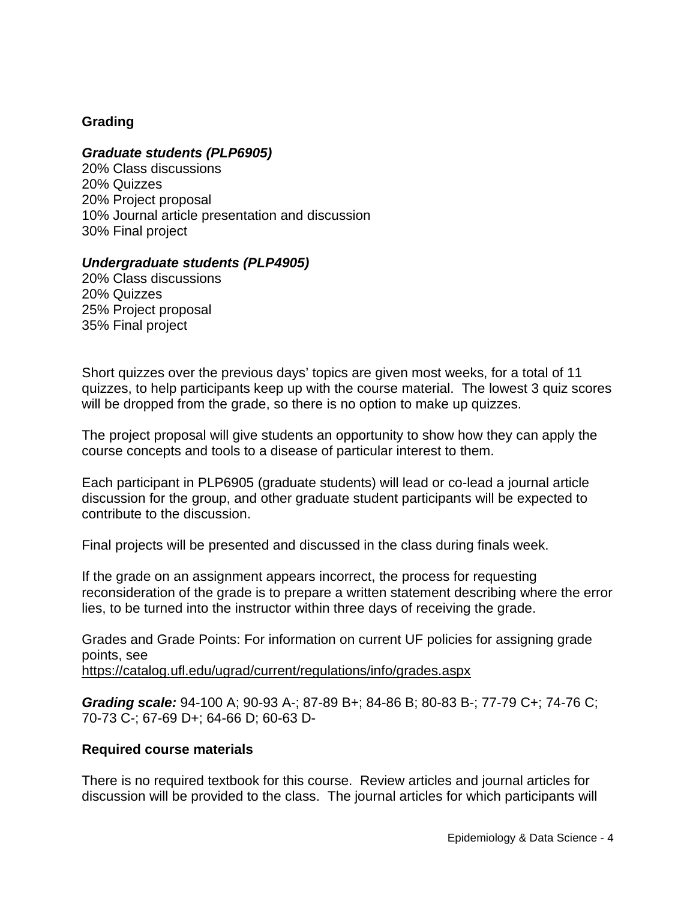**Grading**

***Graduate students (PLP6905)***
20% Class discussions
20% Quizzes
20% Project proposal
10% Journal article presentation and discussion
30% Final project

***Undergraduate students (PLP4905)***
20% Class discussions
20% Quizzes
25% Project proposal
35% Final project

Short quizzes over the previous days' topics are given most weeks, for a total of 11 quizzes, to help participants keep up with the course material. The lowest 3 quiz scores will be dropped from the grade, so there is no option to make up quizzes.

The project proposal will give students an opportunity to show how they can apply the course concepts and tools to a disease of particular interest to them.

Each participant in PLP6905 (graduate students) will lead or co-lead a journal article discussion for the group, and other graduate student participants will be expected to contribute to the discussion.

Final projects will be presented and discussed in the class during finals week.

If the grade on an assignment appears incorrect, the process for requesting reconsideration of the grade is to prepare a written statement describing where the error lies, to be turned into the instructor within three days of receiving the grade.

Grades and Grade Points: For information on current UF policies for assigning grade points, see
https://catalog.ufl.edu/ugrad/current/regulations/info/grades.aspx

***Grading scale:*** 94-100 A; 90-93 A-; 87-89 B+; 84-86 B; 80-83 B-; 77-79 C+; 74-76 C; 70-73 C-; 67-69 D+; 64-66 D; 60-63 D-

**Required course materials**

There is no required textbook for this course. Review articles and journal articles for discussion will be provided to the class. The journal articles for which participants will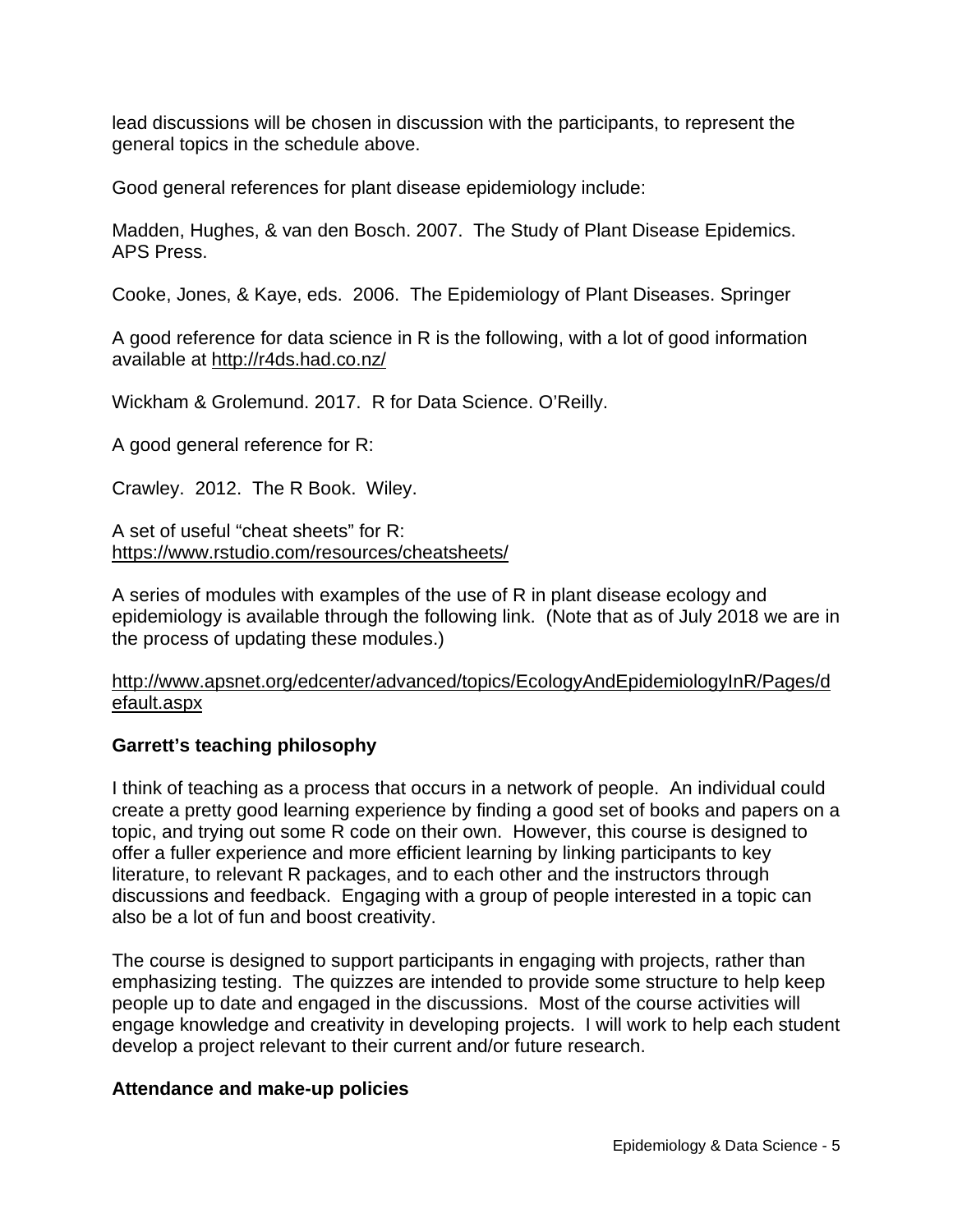lead discussions will be chosen in discussion with the participants, to represent the general topics in the schedule above.

Good general references for plant disease epidemiology include:

Madden, Hughes, & van den Bosch. 2007. The Study of Plant Disease Epidemics. APS Press.

Cooke, Jones, & Kaye, eds. 2006. The Epidemiology of Plant Diseases. Springer

A good reference for data science in R is the following, with a lot of good information available at http://r4ds.had.co.nz/

Wickham & Grolemund. 2017. R for Data Science. O'Reilly.

A good general reference for R:

Crawley. 2012. The R Book. Wiley.

A set of useful "cheat sheets" for R:
https://www.rstudio.com/resources/cheatsheets/

A series of modules with examples of the use of R in plant disease ecology and epidemiology is available through the following link. (Note that as of July 2018 we are in the process of updating these modules.)

http://www.apsnet.org/edcenter/advanced/topics/EcologyAndEpidemiologyInR/Pages/default.aspx

**Garrett's teaching philosophy**

I think of teaching as a process that occurs in a network of people. An individual could create a pretty good learning experience by finding a good set of books and papers on a topic, and trying out some R code on their own. However, this course is designed to offer a fuller experience and more efficient learning by linking participants to key literature, to relevant R packages, and to each other and the instructors through discussions and feedback. Engaging with a group of people interested in a topic can also be a lot of fun and boost creativity.

The course is designed to support participants in engaging with projects, rather than emphasizing testing. The quizzes are intended to provide some structure to help keep people up to date and engaged in the discussions. Most of the course activities will engage knowledge and creativity in developing projects. I will work to help each student develop a project relevant to their current and/or future research.

**Attendance and make-up policies**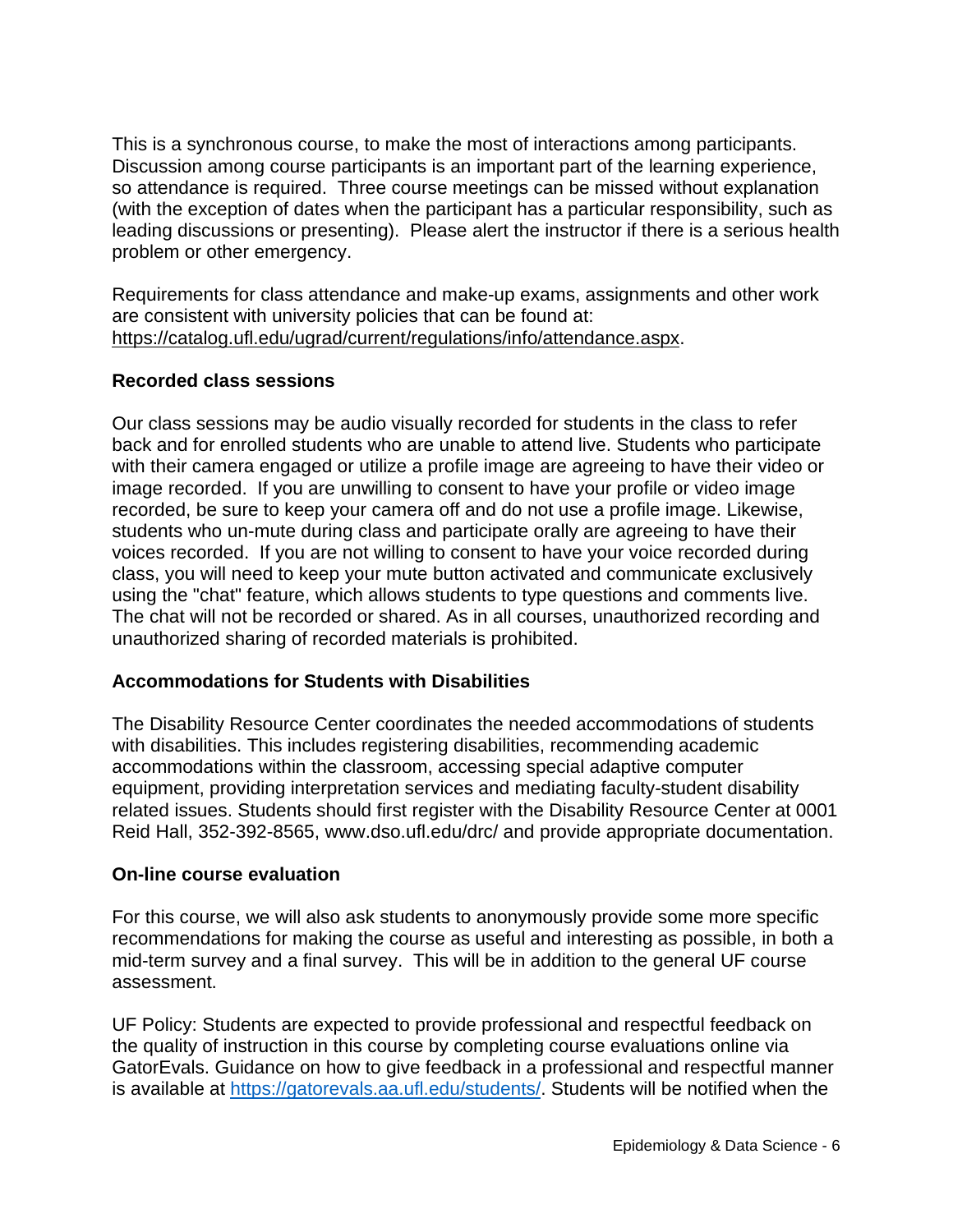This is a synchronous course, to make the most of interactions among participants. Discussion among course participants is an important part of the learning experience, so attendance is required. Three course meetings can be missed without explanation (with the exception of dates when the participant has a particular responsibility, such as leading discussions or presenting). Please alert the instructor if there is a serious health problem or other emergency.

Requirements for class attendance and make-up exams, assignments and other work are consistent with university policies that can be found at: https://catalog.ufl.edu/ugrad/current/regulations/info/attendance.aspx.

**Recorded class sessions**

Our class sessions may be audio visually recorded for students in the class to refer back and for enrolled students who are unable to attend live. Students who participate with their camera engaged or utilize a profile image are agreeing to have their video or image recorded. If you are unwilling to consent to have your profile or video image recorded, be sure to keep your camera off and do not use a profile image. Likewise, students who un-mute during class and participate orally are agreeing to have their voices recorded. If you are not willing to consent to have your voice recorded during class, you will need to keep your mute button activated and communicate exclusively using the "chat" feature, which allows students to type questions and comments live. The chat will not be recorded or shared. As in all courses, unauthorized recording and unauthorized sharing of recorded materials is prohibited.

**Accommodations for Students with Disabilities**

The Disability Resource Center coordinates the needed accommodations of students with disabilities. This includes registering disabilities, recommending academic accommodations within the classroom, accessing special adaptive computer equipment, providing interpretation services and mediating faculty-student disability related issues. Students should first register with the Disability Resource Center at 0001 Reid Hall, 352-392-8565, www.dso.ufl.edu/drc/ and provide appropriate documentation.

**On-line course evaluation**

For this course, we will also ask students to anonymously provide some more specific recommendations for making the course as useful and interesting as possible, in both a mid-term survey and a final survey. This will be in addition to the general UF course assessment.

UF Policy: Students are expected to provide professional and respectful feedback on the quality of instruction in this course by completing course evaluations online via GatorEvals. Guidance on how to give feedback in a professional and respectful manner is available at https://gatorevals.aa.ufl.edu/students/. Students will be notified when the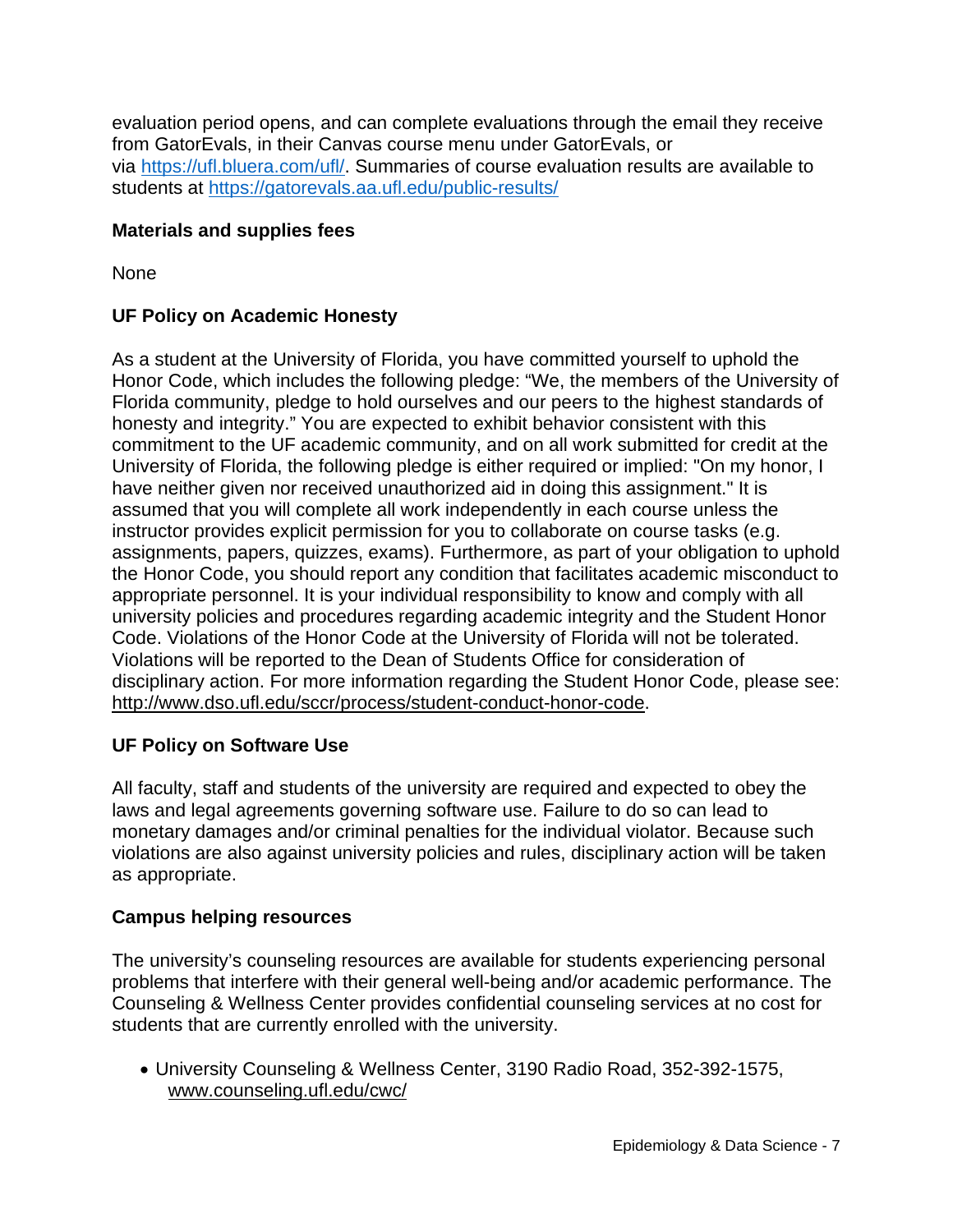evaluation period opens, and can complete evaluations through the email they receive from GatorEvals, in their Canvas course menu under GatorEvals, or via https://ufl.bluera.com/ufl/. Summaries of course evaluation results are available to students at https://gatorevals.aa.ufl.edu/public-results/

**Materials and supplies fees**

None

**UF Policy on Academic Honesty**

As a student at the University of Florida, you have committed yourself to uphold the Honor Code, which includes the following pledge: "We, the members of the University of Florida community, pledge to hold ourselves and our peers to the highest standards of honesty and integrity." You are expected to exhibit behavior consistent with this commitment to the UF academic community, and on all work submitted for credit at the University of Florida, the following pledge is either required or implied: "On my honor, I have neither given nor received unauthorized aid in doing this assignment." It is assumed that you will complete all work independently in each course unless the instructor provides explicit permission for you to collaborate on course tasks (e.g. assignments, papers, quizzes, exams). Furthermore, as part of your obligation to uphold the Honor Code, you should report any condition that facilitates academic misconduct to appropriate personnel. It is your individual responsibility to know and comply with all university policies and procedures regarding academic integrity and the Student Honor Code. Violations of the Honor Code at the University of Florida will not be tolerated. Violations will be reported to the Dean of Students Office for consideration of disciplinary action. For more information regarding the Student Honor Code, please see: http://www.dso.ufl.edu/sccr/process/student-conduct-honor-code.

**UF Policy on Software Use**

All faculty, staff and students of the university are required and expected to obey the laws and legal agreements governing software use. Failure to do so can lead to monetary damages and/or criminal penalties for the individual violator. Because such violations are also against university policies and rules, disciplinary action will be taken as appropriate.

**Campus helping resources**

The university's counseling resources are available for students experiencing personal problems that interfere with their general well-being and/or academic performance. The Counseling & Wellness Center provides confidential counseling services at no cost for students that are currently enrolled with the university.

- University Counseling & Wellness Center, 3190 Radio Road, 352-392-1575, www.counseling.ufl.edu/cwc/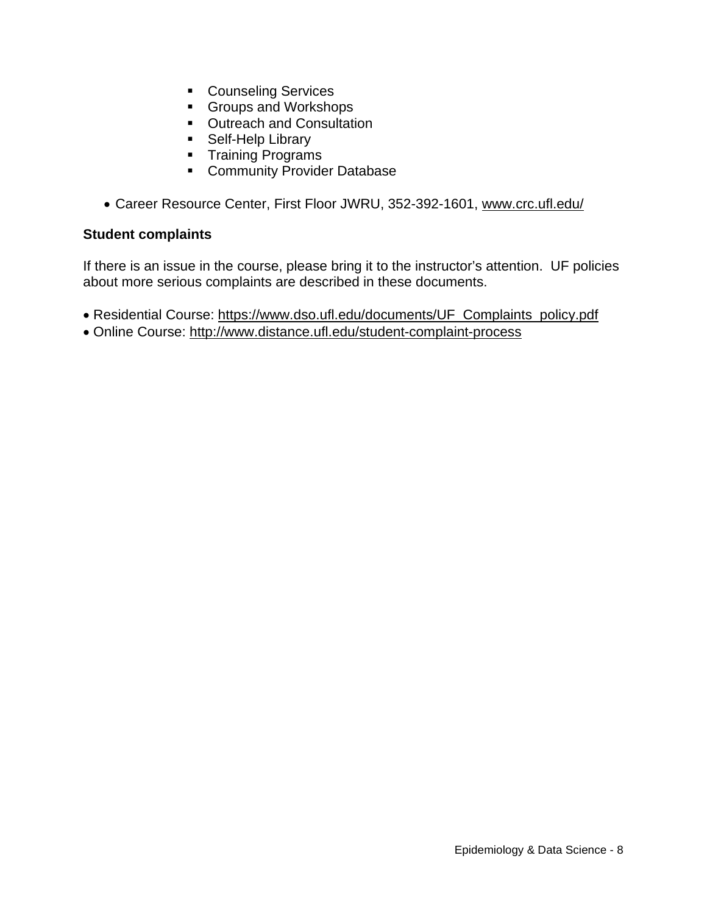- Counseling Services
    - Groups and Workshops
    - Outreach and Consultation
    - Self-Help Library
    - Training Programs
    - Community Provider Database

- Career Resource Center, First Floor JWRU, 352-392-1601, www.crc.ufl.edu/

**Student complaints**

If there is an issue in the course, please bring it to the instructor's attention. UF policies about more serious complaints are described in these documents.

- Residential Course: https://www.dso.ufl.edu/documents/UF_Complaints_policy.pdf
- Online Course: http://www.distance.ufl.edu/student-complaint-process